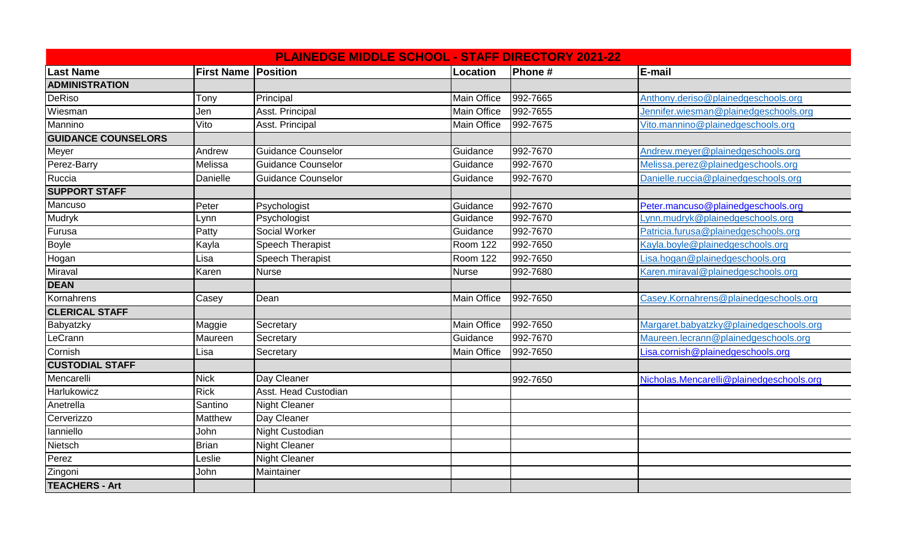# PLAINEDGE MIDDLE SCHOOL - STAFF DIRECTORY 2021-22

| Last Name | First Name | Position | Location | Phone # | E-mail |
|---|---|---|---|---|---|
| **ADMINISTRATION** | | | | | |
| DeRiso | Tony | Principal | Main Office | 992-7665 | Anthony.deriso@plainedgeschools.org |
| Wiesman | Jen | Asst. Principal | Main Office | 992-7655 | Jennifer.wiesman@plainedgeschools.org |
| Mannino | Vito | Asst. Principal | Main Office | 992-7675 | Vito.mannino@plainedgeschools.org |
| **GUIDANCE COUNSELORS** | | | | | |
| Meyer | Andrew | Guidance Counselor | Guidance | 992-7670 | Andrew.meyer@plainedgeschools.org |
| Perez-Barry | Melissa | Guidance Counselor | Guidance | 992-7670 | Melissa.perez@plainedgeschools.org |
| Ruccia | Danielle | Guidance Counselor | Guidance | 992-7670 | Danielle.ruccia@plainedgeschools.org |
| **SUPPORT STAFF** | | | | | |
| Mancuso | Peter | Psychologist | Guidance | 992-7670 | Peter.mancuso@plainedgeschools.org |
| Mudryk | Lynn | Psychologist | Guidance | 992-7670 | Lynn.mudryk@plainedgeschools.org |
| Furusa | Patty | Social Worker | Guidance | 992-7670 | Patricia.furusa@plainedgeschools.org |
| Boyle | Kayla | Speech Therapist | Room 122 | 992-7650 | Kayla.boyle@plainedgeschools.org |
| Hogan | Lisa | Speech Therapist | Room 122 | 992-7650 | Lisa.hogan@plainedgeschools.org |
| Miraval | Karen | Nurse | Nurse | 992-7680 | Karen.miraval@plainedgeschools.org |
| **DEAN** | | | | | |
| Kornahrens | Casey | Dean | Main Office | 992-7650 | Casey.Kornahrens@plainedgeschools.org |
| **CLERICAL STAFF** | | | | | |
| Babyatzky | Maggie | Secretary | Main Office | 992-7650 | Margaret.babyatzky@plainedgeschools.org |
| LeCrann | Maureen | Secretary | Guidance | 992-7670 | Maureen.lecrann@plainedgeschools.org |
| Cornish | Lisa | Secretary | Main Office | 992-7650 | Lisa.cornish@plainedgeschools.org |
| **CUSTODIAL STAFF** | | | | | |
| Mencarelli | Nick | Day Cleaner | | 992-7650 | Nicholas.Mencarelli@plainedgeschools.org |
| Harlukowicz | Rick | Asst. Head Custodian | | | |
| Anetrella | Santino | Night Cleaner | | | |
| Cerverizzo | Matthew | Day Cleaner | | | |
| Ianniello | John | Night Custodian | | | |
| Nietsch | Brian | Night Cleaner | | | |
| Perez | Leslie | Night Cleaner | | | |
| Zingoni | John | Maintainer | | | |
| **TEACHERS - Art** | | | | | |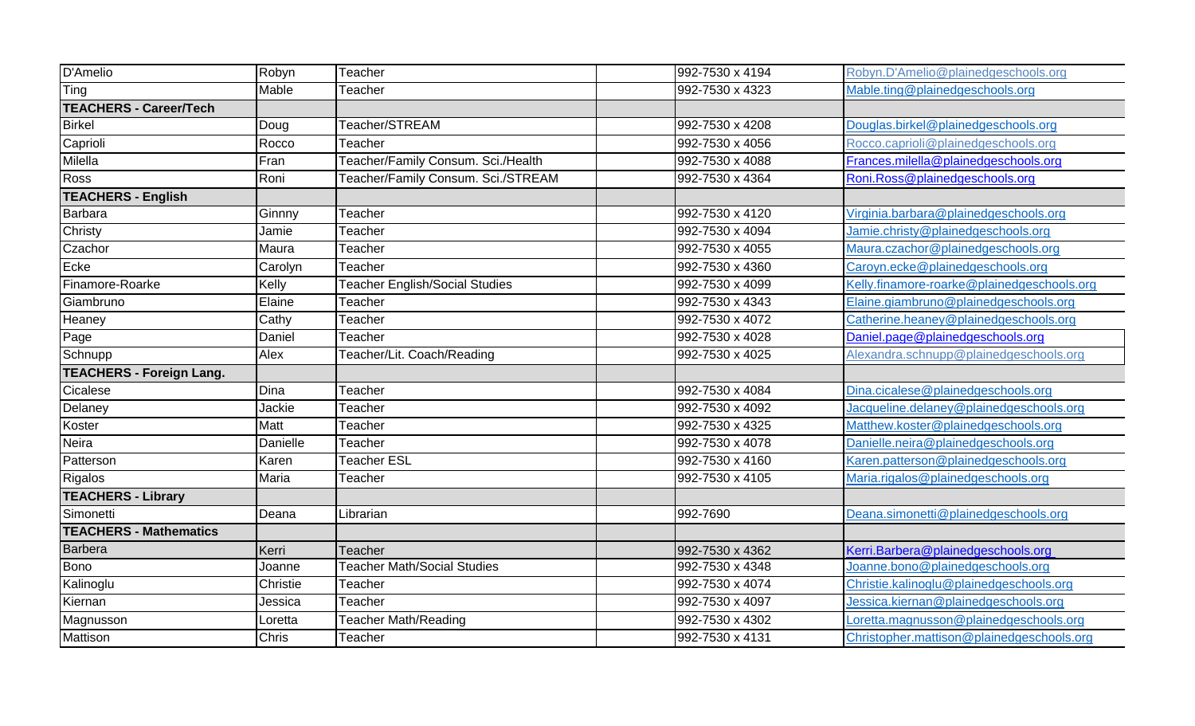| | | | | | |
|---|---|---|---|---|---|
| D'Amelio | Robyn | Teacher | | 992-7530 x 4194 | Robyn.D'Amelio@plainedgeschools.org |
| Ting | Mable | Teacher | | 992-7530 x 4323 | Mable.ting@plainedgeschools.org |
| **TEACHERS - Career/Tech** | | | | | |
| Birkel | Doug | Teacher/STREAM | | 992-7530 x 4208 | Douglas.birkel@plainedgeschools.org |
| Caprioli | Rocco | Teacher | | 992-7530 x 4056 | Rocco.caprioli@plainedgeschools.org |
| Milella | Fran | Teacher/Family Consum. Sci./Health | | 992-7530 x 4088 | Frances.milella@plainedgeschools.org |
| Ross | Roni | Teacher/Family Consum. Sci./STREAM | | 992-7530 x 4364 | Roni.Ross@plainedgeschools.org |
| **TEACHERS - English** | | | | | |
| Barbara | Ginnny | Teacher | | 992-7530 x 4120 | Virginia.barbara@plainedgeschools.org |
| Christy | Jamie | Teacher | | 992-7530 x 4094 | Jamie.christy@plainedgeschools.org |
| Czachor | Maura | Teacher | | 992-7530 x 4055 | Maura.czachor@plainedgeschools.org |
| Ecke | Carolyn | Teacher | | 992-7530 x 4360 | Caroyn.ecke@plainedgeschools.org |
| Finamore-Roarke | Kelly | Teacher English/Social Studies | | 992-7530 x 4099 | Kelly.finamore-roarke@plainedgeschools.org |
| Giambruno | Elaine | Teacher | | 992-7530 x 4343 | Elaine.giambruno@plainedgeschools.org |
| Heaney | Cathy | Teacher | | 992-7530 x 4072 | Catherine.heaney@plainedgeschools.org |
| Page | Daniel | Teacher | | 992-7530 x 4028 | Daniel.page@plainedgeschools.org |
| Schnupp | Alex | Teacher/Lit. Coach/Reading | | 992-7530 x 4025 | Alexandra.schnupp@plainedgeschools.org |
| **TEACHERS - Foreign Lang.** | | | | | |
| Cicalese | Dina | Teacher | | 992-7530 x 4084 | Dina.cicalese@plainedgeschools.org |
| Delaney | Jackie | Teacher | | 992-7530 x 4092 | Jacqueline.delaney@plainedgeschools.org |
| Koster | Matt | Teacher | | 992-7530 x 4325 | Matthew.koster@plainedgeschools.org |
| Neira | Danielle | Teacher | | 992-7530 x 4078 | Danielle.neira@plainedgeschools.org |
| Patterson | Karen | Teacher ESL | | 992-7530 x 4160 | Karen.patterson@plainedgeschools.org |
| Rigalos | Maria | Teacher | | 992-7530 x 4105 | Maria.rigalos@plainedgeschools.org |
| **TEACHERS - Library** | | | | | |
| Simonetti | Deana | Librarian | | 992-7690 | Deana.simonetti@plainedgeschools.org |
| **TEACHERS - Mathematics** | | | | | |
| Barbera | Kerri | Teacher | | 992-7530 x 4362 | Kerri.Barbera@plainedgeschools.org |
| Bono | Joanne | Teacher Math/Social Studies | | 992-7530 x 4348 | Joanne.bono@plainedgeschools.org |
| Kalinoglu | Christie | Teacher | | 992-7530 x 4074 | Christie.kalinoglu@plainedgeschools.org |
| Kiernan | Jessica | Teacher | | 992-7530 x 4097 | Jessica.kiernan@plainedgeschools.org |
| Magnusson | Loretta | Teacher Math/Reading | | 992-7530 x 4302 | Loretta.magnusson@plainedgeschools.org |
| Mattison | Chris | Teacher | | 992-7530 x 4131 | Christopher.mattison@plainedgeschools.org |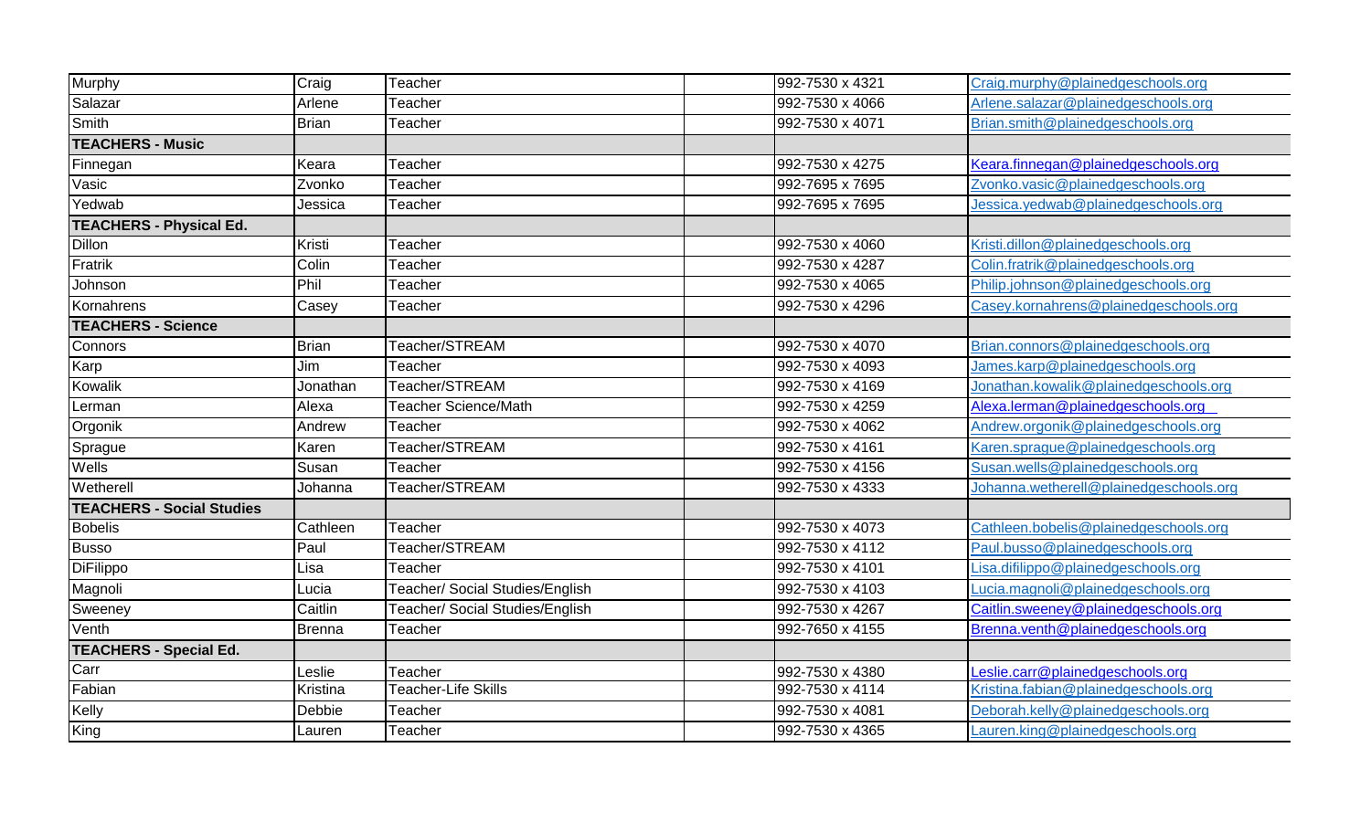| | | | | | |
|---|---|---|---|---|---|
| Murphy | Craig | Teacher | | 992-7530 x 4321 | Craig.murphy@plainedgeschools.org |
| Salazar | Arlene | Teacher | | 992-7530 x 4066 | Arlene.salazar@plainedgeschools.org |
| Smith | Brian | Teacher | | 992-7530 x 4071 | Brian.smith@plainedgeschools.org |
| **TEACHERS - Music** | | | | | |
| Finnegan | Keara | Teacher | | 992-7530 x 4275 | Keara.finnegan@plainedgeschools.org |
| Vasic | Zvonko | Teacher | | 992-7695 x 7695 | Zvonko.vasic@plainedgeschools.org |
| Yedwab | Jessica | Teacher | | 992-7695 x 7695 | Jessica.yedwab@plainedgeschools.org |
| **TEACHERS - Physical Ed.** | | | | | |
| Dillon | Kristi | Teacher | | 992-7530 x 4060 | Kristi.dillon@plainedgeschools.org |
| Fratrik | Colin | Teacher | | 992-7530 x 4287 | Colin.fratrik@plainedgeschools.org |
| Johnson | Phil | Teacher | | 992-7530 x 4065 | Philip.johnson@plainedgeschools.org |
| Kornahrens | Casey | Teacher | | 992-7530 x 4296 | Casey.kornahrens@plainedgeschools.org |
| **TEACHERS - Science** | | | | | |
| Connors | Brian | Teacher/STREAM | | 992-7530 x 4070 | Brian.connors@plainedgeschools.org |
| Karp | Jim | Teacher | | 992-7530 x 4093 | James.karp@plainedgeschools.org |
| Kowalik | Jonathan | Teacher/STREAM | | 992-7530 x 4169 | Jonathan.kowalik@plainedgeschools.org |
| Lerman | Alexa | Teacher Science/Math | | 992-7530 x 4259 | Alexa.lerman@plainedgeschools.org |
| Orgonik | Andrew | Teacher | | 992-7530 x 4062 | Andrew.orgonik@plainedgeschools.org |
| Sprague | Karen | Teacher/STREAM | | 992-7530 x 4161 | Karen.sprague@plainedgeschools.org |
| Wells | Susan | Teacher | | 992-7530 x 4156 | Susan.wells@plainedgeschools.org |
| Wetherell | Johanna | Teacher/STREAM | | 992-7530 x 4333 | Johanna.wetherell@plainedgeschools.org |
| **TEACHERS - Social Studies** | | | | | |
| Bobelis | Cathleen | Teacher | | 992-7530 x 4073 | Cathleen.bobelis@plainedgeschools.org |
| Busso | Paul | Teacher/STREAM | | 992-7530 x 4112 | Paul.busso@plainedgeschools.org |
| DiFilippo | Lisa | Teacher | | 992-7530 x 4101 | Lisa.difilippo@plainedgeschools.org |
| Magnoli | Lucia | Teacher/ Social Studies/English | | 992-7530 x 4103 | Lucia.magnoli@plainedgeschools.org |
| Sweeney | Caitlin | Teacher/ Social Studies/English | | 992-7530 x 4267 | Caitlin.sweeney@plainedgeschools.org |
| Venth | Brenna | Teacher | | 992-7650 x 4155 | Brenna.venth@plainedgeschools.org |
| **TEACHERS - Special Ed.** | | | | | |
| Carr | Leslie | Teacher | | 992-7530 x 4380 | Leslie.carr@plainedgeschools.org |
| Fabian | Kristina | Teacher-Life Skills | | 992-7530 x 4114 | Kristina.fabian@plainedgeschools.org |
| Kelly | Debbie | Teacher | | 992-7530 x 4081 | Deborah.kelly@plainedgeschools.org |
| King | Lauren | Teacher | | 992-7530 x 4365 | Lauren.king@plainedgeschools.org |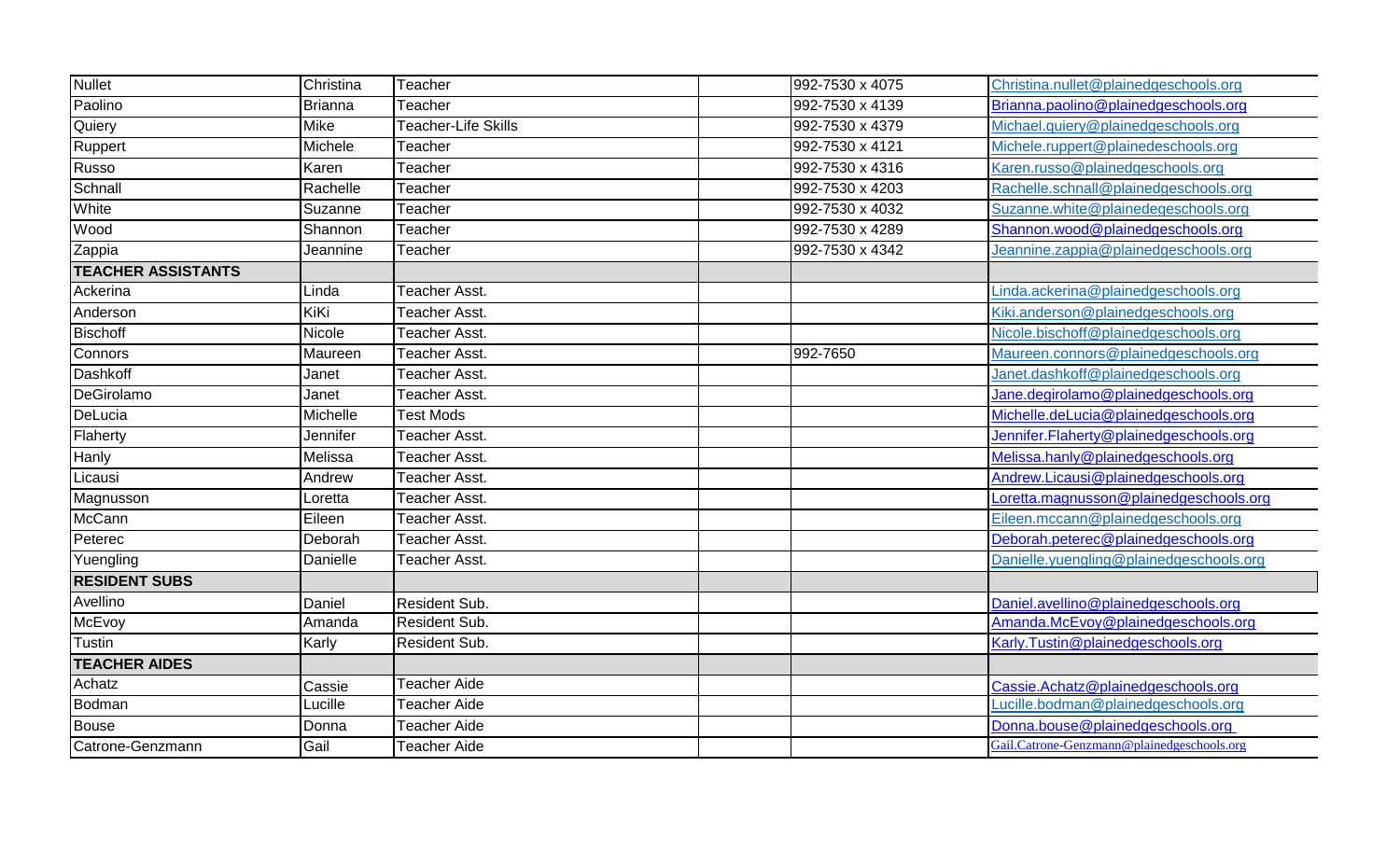| Nullet | Christina | Teacher | | 992-7530 x 4075 | Christina.nullet@plainedgeschools.org |
|---|---|---|---|---|---|
| Paolino | Brianna | Teacher | | 992-7530 x 4139 | Brianna.paolino@plainedgeschools.org |
| Quiery | Mike | Teacher-Life Skills | | 992-7530 x 4379 | Michael.quiery@plainedgeschools.org |
| Ruppert | Michele | Teacher | | 992-7530 x 4121 | Michele.ruppert@plainedeschools.org |
| Russo | Karen | Teacher | | 992-7530 x 4316 | Karen.russo@plainedgeschools.org |
| Schnall | Rachelle | Teacher | | 992-7530 x 4203 | Rachelle.schnall@plainedgeschools.org |
| White | Suzanne | Teacher | | 992-7530 x 4032 | Suzanne.white@plainedegeschools.org |
| Wood | Shannon | Teacher | | 992-7530 x 4289 | Shannon.wood@plainedgeschools.org |
| Zappia | Jeannine | Teacher | | 992-7530 x 4342 | Jeannine.zappia@plainedgeschools.org |
| **TEACHER ASSISTANTS** | | | | | |
| Ackerina | Linda | Teacher Asst. | | | Linda.ackerina@plainedgeschools.org |
| Anderson | KiKi | Teacher Asst. | | | Kiki.anderson@plainedgeschools.org |
| Bischoff | Nicole | Teacher Asst. | | | Nicole.bischoff@plainedgeschools.org |
| Connors | Maureen | Teacher Asst. | | 992-7650 | Maureen.connors@plainedgeschools.org |
| Dashkoff | Janet | Teacher Asst. | | | Janet.dashkoff@plainedgeschools.org |
| DeGirolamo | Janet | Teacher Asst. | | | Jane.degirolamo@plainedgeschools.org |
| DeLucia | Michelle | Test Mods | | | Michelle.deLucia@plainedgeschools.org |
| Flaherty | Jennifer | Teacher Asst. | | | Jennifer.Flaherty@plainedgeschools.org |
| Hanly | Melissa | Teacher Asst. | | | Melissa.hanly@plainedgeschools.org |
| Licausi | Andrew | Teacher Asst. | | | Andrew.Licausi@plainedgeschools.org |
| Magnusson | Loretta | Teacher Asst. | | | Loretta.magnusson@plainedgeschools.org |
| McCann | Eileen | Teacher Asst. | | | Eileen.mccann@plainedgeschools.org |
| Peterec | Deborah | Teacher Asst. | | | Deborah.peterec@plainedgeschools.org |
| Yuengling | Danielle | Teacher Asst. | | | Danielle.yuengling@plainedgeschools.org |
| **RESIDENT SUBS** | | | | | |
| Avellino | Daniel | Resident Sub. | | | Daniel.avellino@plainedgeschools.org |
| McEvoy | Amanda | Resident Sub. | | | Amanda.McEvoy@plainedgeschools.org |
| Tustin | Karly | Resident Sub. | | | Karly.Tustin@plainedgeschools.org |
| **TEACHER AIDES** | | | | | |
| Achatz | Cassie | Teacher Aide | | | Cassie.Achatz@plainedgeschools.org |
| Bodman | Lucille | Teacher Aide | | | Lucille.bodman@plainedgeschools.org |
| Bouse | Donna | Teacher Aide | | | Donna.bouse@plainedgeschools.org |
| Catrone-Genzmann | Gail | Teacher Aide | | | Gail.Catrone-Genzmann@plainedgeschools.org |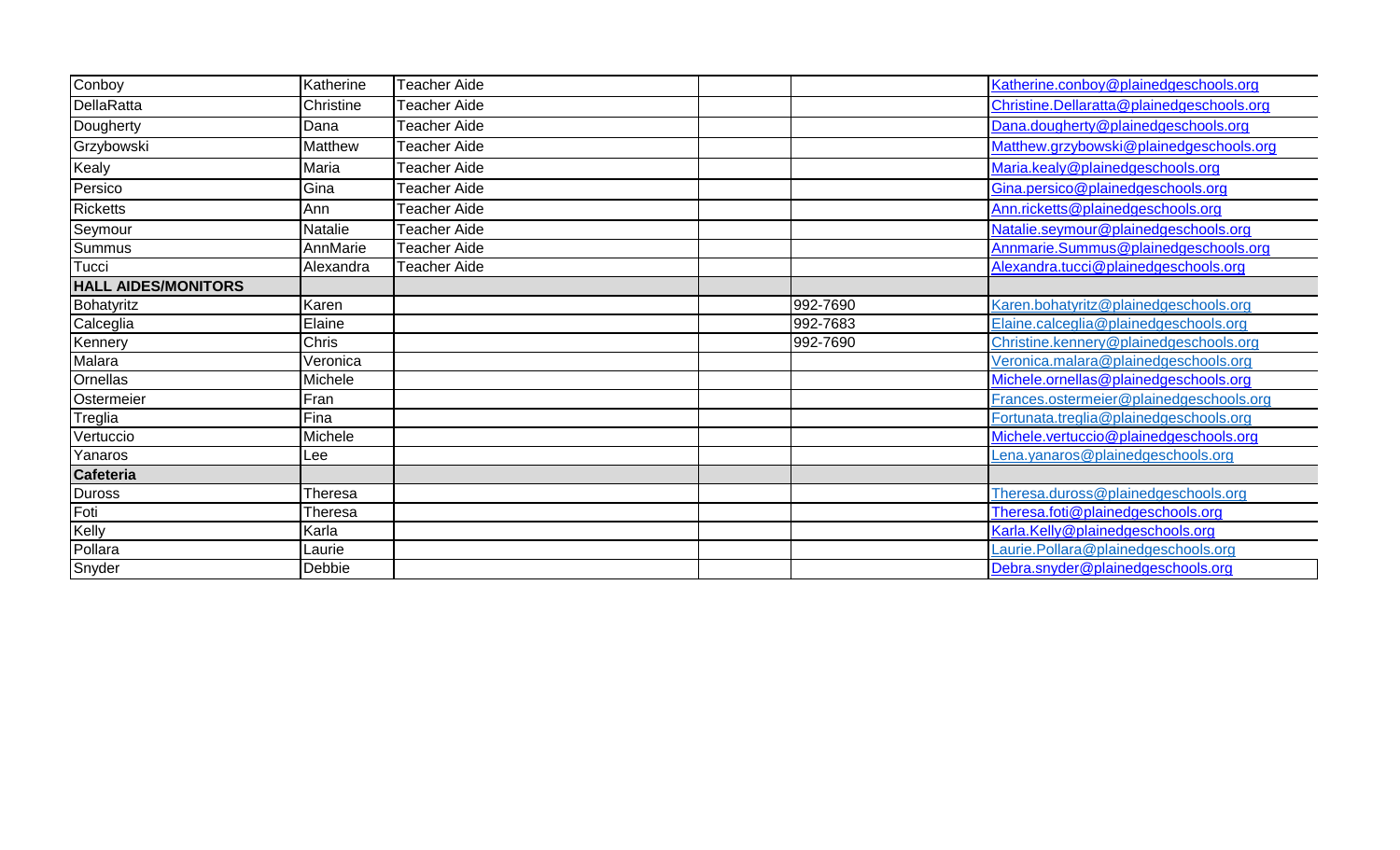| | | | | | |
|---|---|---|---|---|---|
| Conboy | Katherine | Teacher Aide | | | Katherine.conboy@plainedgeschools.org |
| DellaRatta | Christine | Teacher Aide | | | Christine.Dellaratta@plainedgeschools.org |
| Dougherty | Dana | Teacher Aide | | | Dana.dougherty@plainedgeschools.org |
| Grzybowski | Matthew | Teacher Aide | | | Matthew.grzybowski@plainedgeschools.org |
| Kealy | Maria | Teacher Aide | | | Maria.kealy@plainedgeschools.org |
| Persico | Gina | Teacher Aide | | | Gina.persico@plainedgeschools.org |
| Ricketts | Ann | Teacher Aide | | | Ann.ricketts@plainedgeschools.org |
| Seymour | Natalie | Teacher Aide | | | Natalie.seymour@plainedgeschools.org |
| Summus | AnnMarie | Teacher Aide | | | Annmarie.Summus@plainedgeschools.org |
| Tucci | Alexandra | Teacher Aide | | | Alexandra.tucci@plainedgeschools.org |
| **HALL AIDES/MONITORS** | | | | | |
| Bohatyritz | Karen | | | 992-7690 | Karen.bohatyritz@plainedgeschools.org |
| Calceglia | Elaine | | | 992-7683 | Elaine.calceglia@plainedgeschools.org |
| Kennery | Chris | | | 992-7690 | Christine.kennery@plainedgeschools.org |
| Malara | Veronica | | | | Veronica.malara@plainedgeschools.org |
| Ornellas | Michele | | | | Michele.ornellas@plainedgeschools.org |
| Ostermeier | Fran | | | | Frances.ostermeier@plainedgeschools.org |
| Treglia | Fina | | | | Fortunata.treglia@plainedgeschools.org |
| Vertuccio | Michele | | | | Michele.vertuccio@plainedgeschools.org |
| Yanaros | Lee | | | | Lena.yanaros@plainedgeschools.org |
| **Cafeteria** | | | | | |
| Duross | Theresa | | | | Theresa.duross@plainedgeschools.org |
| Foti | Theresa | | | | Theresa.foti@plainedgeschools.org |
| Kelly | Karla | | | | Karla.Kelly@plainedgeschools.org |
| Pollara | Laurie | | | | Laurie.Pollara@plainedgeschools.org |
| Snyder | Debbie | | | | Debra.snyder@plainedgeschools.org |